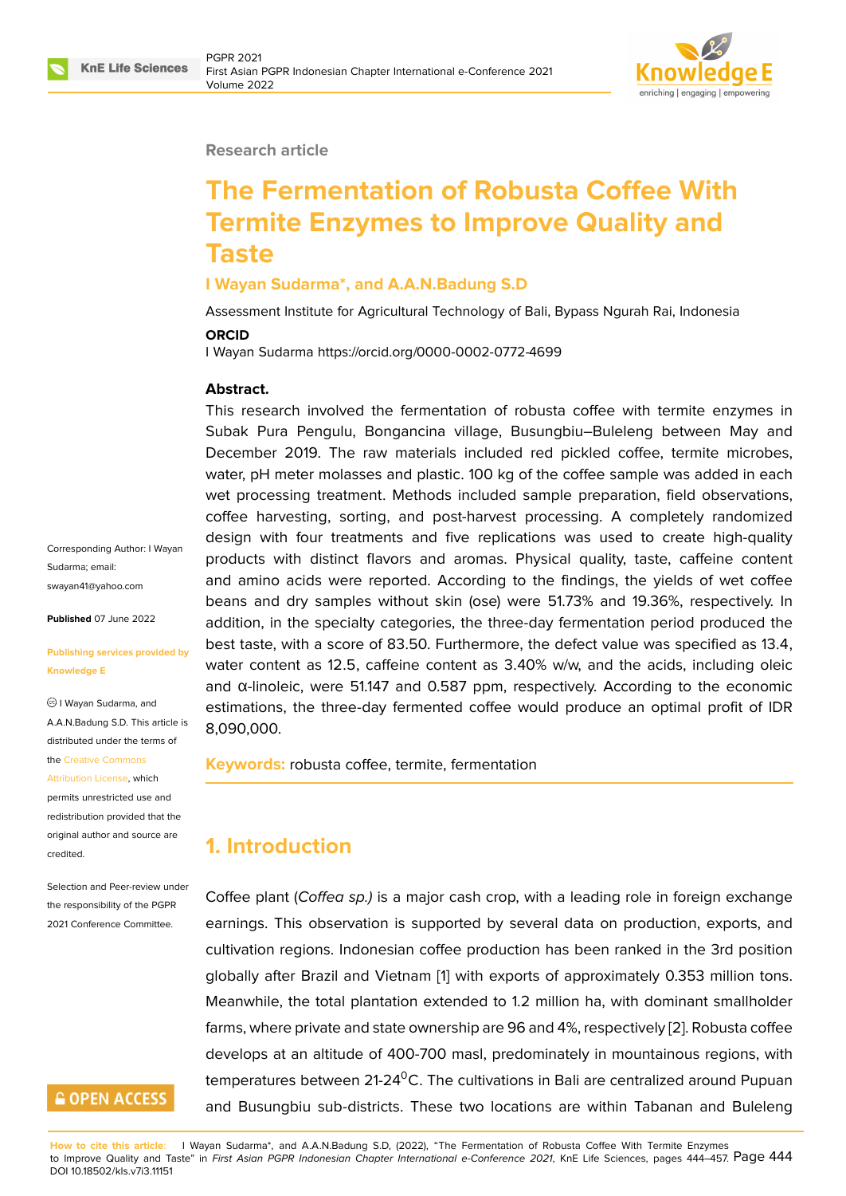Research article

# The Fermentation of Robusta Coffee With Termite Enzymes to Improve Quality and Taste

**I Wayan Sudarma*, and A.A.N.Badung S.D**

Assessment Institute for Agricultural Technology of Bali, Bypass Ngurah Rai, Indonesia

**ORCID**

I Wayan Sudarma https://orcid.org/0000-0002-0772-4699

**Abstract.**

This research involved the fermentation of robusta coffee with termite enzymes in Subak Pura Pengulu, Bongancina village, Busungbiu–Buleleng between May and December 2019. The raw materials included red pickled coffee, termite microbes, water, pH meter molasses and plastic. 100 kg of the coffee sample was added in each wet processing treatment. Methods included sample preparation, field observations, coffee harvesting, sorting, and post-harvest processing. A completely randomized design with four treatments and five replications was used to create high-quality products with distinct flavors and aromas. Physical quality, taste, caffeine content and amino acids were reported. According to the findings, the yields of wet coffee beans and dry samples without skin (ose) were 51.73% and 19.36%, respectively. In addition, in the specialty categories, the three-day fermentation period produced the best taste, with a score of 83.50. Furthermore, the defect value was specified as 13.4, water content as 12.5, caffeine content as 3.40% w/w, and the acids, including oleic and α-linoleic, were 51.147 and 0.587 ppm, respectively. According to the economic estimations, the three-day fermented coffee would produce an optimal profit of IDR 8,090,000.

**Keywords:** robusta coffee, termite, fermentation

Corresponding Author: I Wayan Sudarma; email: swayan41@yahoo.com

**Published** 07 June 2022

**Publishing services provided by Knowledge E**

© I Wayan Sudarma, and A.A.N.Badung S.D. This article is distributed under the terms of the Creative Commons Attribution License, which permits unrestricted use and redistribution provided that the original author and source are credited.

Selection and Peer-review under the responsibility of the PGPR 2021 Conference Committee.

## 1. Introduction

Coffee plant (*Coffea sp.)* is a major cash crop, with a leading role in foreign exchange earnings. This observation is supported by several data on production, exports, and cultivation regions. Indonesian coffee production has been ranked in the 3rd position globally after Brazil and Vietnam [1] with exports of approximately 0.353 million tons. Meanwhile, the total plantation extended to 1.2 million ha, with dominant smallholder farms, where private and state ownership are 96 and 4%, respectively [2]. Robusta coffee develops at an altitude of 400-700 masl, predominately in mountainous regions, with temperatures between 21-24$^{0}$C. The cultivations in Bali are centralized around Pupuan and Busungbiu sub-districts. These two locations are within Tabanan and Buleleng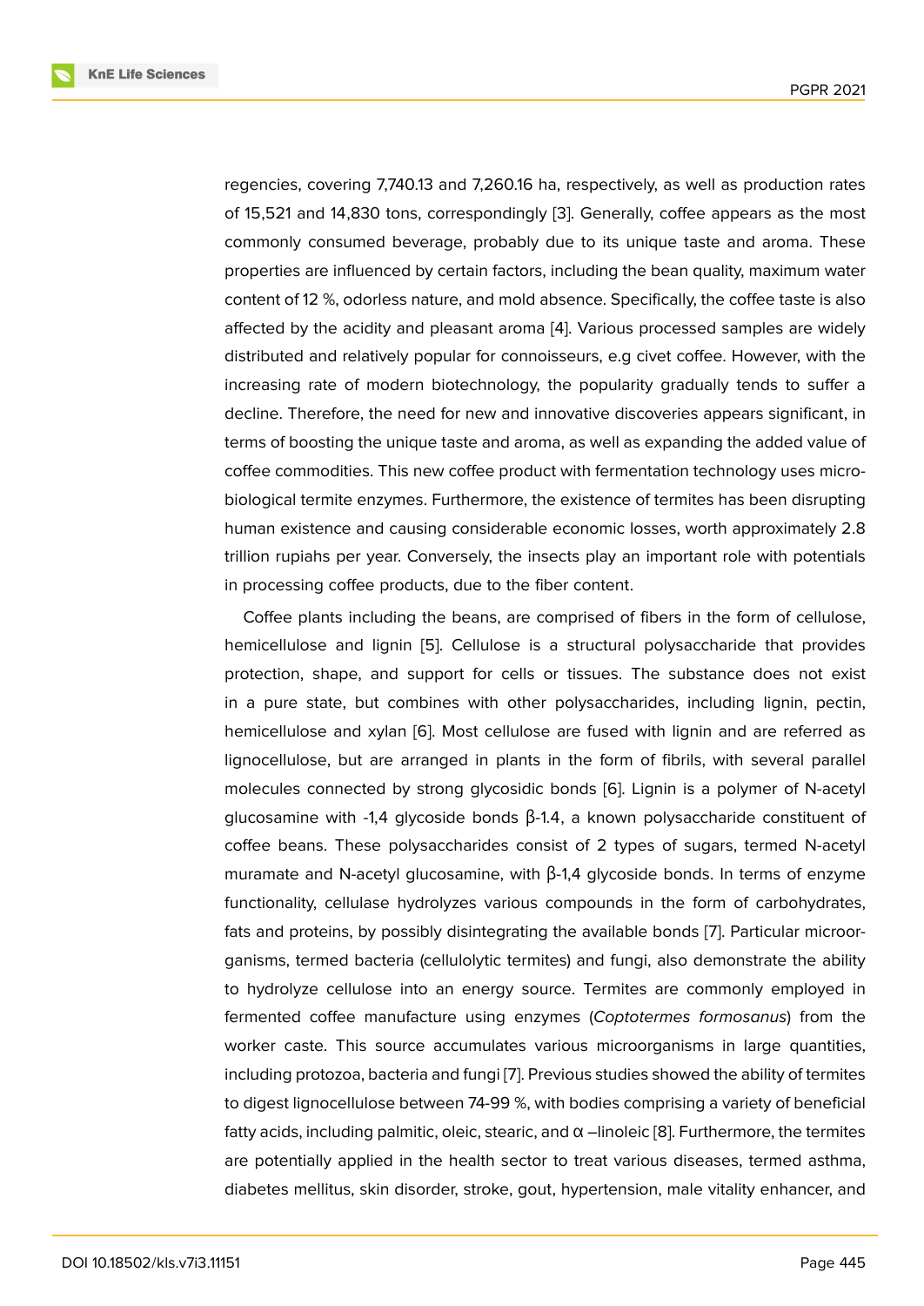regencies, covering 7,740.13 and 7,260.16 ha, respectively, as well as production rates of 15,521 and 14,830 tons, correspondingly [3]. Generally, coffee appears as the most commonly consumed beverage, probably due to its unique taste and aroma. These properties are influenced by certain factors, including the bean quality, maximum water content of 12 %, odorless nature, and mold absence. Specifically, the coffee taste is also affected by the acidity and pleasant aroma [4]. Various processed samples are widely distributed and relatively popular for connoisseurs, e.g civet coffee. However, with the increasing rate of modern biotechnology, the popularity gradually tends to suffer a decline. Therefore, the need for new and innovative discoveries appears significant, in terms of boosting the unique taste and aroma, as well as expanding the added value of coffee commodities. This new coffee product with fermentation technology uses microbiological termite enzymes. Furthermore, the existence of termites has been disrupting human existence and causing considerable economic losses, worth approximately 2.8 trillion rupiahs per year. Conversely, the insects play an important role with potentials in processing coffee products, due to the fiber content.

Coffee plants including the beans, are comprised of fibers in the form of cellulose, hemicellulose and lignin [5]. Cellulose is a structural polysaccharide that provides protection, shape, and support for cells or tissues. The substance does not exist in a pure state, but combines with other polysaccharides, including lignin, pectin, hemicellulose and xylan [6]. Most cellulose are fused with lignin and are referred as lignocellulose, but are arranged in plants in the form of fibrils, with several parallel molecules connected by strong glycosidic bonds [6]. Lignin is a polymer of N-acetyl glucosamine with -1,4 glycoside bonds β-1.4, a known polysaccharide constituent of coffee beans. These polysaccharides consist of 2 types of sugars, termed N-acetyl muramate and N-acetyl glucosamine, with β-1,4 glycoside bonds. In terms of enzyme functionality, cellulase hydrolyzes various compounds in the form of carbohydrates, fats and proteins, by possibly disintegrating the available bonds [7]. Particular microorganisms, termed bacteria (cellulolytic termites) and fungi, also demonstrate the ability to hydrolyze cellulose into an energy source. Termites are commonly employed in fermented coffee manufacture using enzymes (*Coptotermes formosanus*) from the worker caste. This source accumulates various microorganisms in large quantities, including protozoa, bacteria and fungi [7]. Previous studies showed the ability of termites to digest lignocellulose between 74-99 %, with bodies comprising a variety of beneficial fatty acids, including palmitic, oleic, stearic, and α –linoleic [8]. Furthermore, the termites are potentially applied in the health sector to treat various diseases, termed asthma, diabetes mellitus, skin disorder, stroke, gout, hypertension, male vitality enhancer, and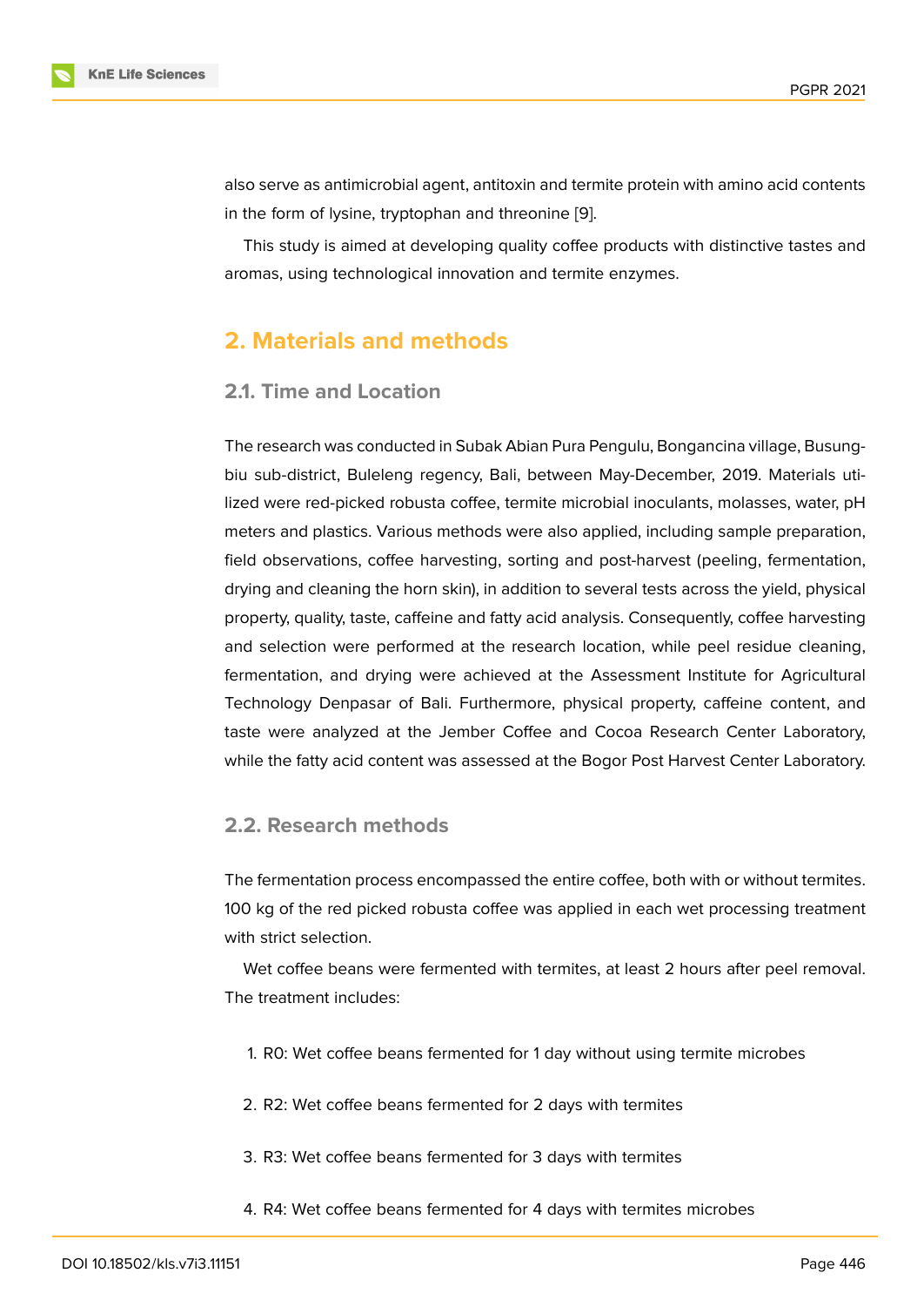also serve as antimicrobial agent, antitoxin and termite protein with amino acid contents in the form of lysine, tryptophan and threonine [9].

This study is aimed at developing quality coffee products with distinctive tastes and aromas, using technological innovation and termite enzymes.

## 2. Materials and methods

### 2.1. Time and Location

The research was conducted in Subak Abian Pura Pengulu, Bongancina village, Busungbiu sub-district, Buleleng regency, Bali, between May-December, 2019. Materials utilized were red-picked robusta coffee, termite microbial inoculants, molasses, water, pH meters and plastics. Various methods were also applied, including sample preparation, field observations, coffee harvesting, sorting and post-harvest (peeling, fermentation, drying and cleaning the horn skin), in addition to several tests across the yield, physical property, quality, taste, caffeine and fatty acid analysis. Consequently, coffee harvesting and selection were performed at the research location, while peel residue cleaning, fermentation, and drying were achieved at the Assessment Institute for Agricultural Technology Denpasar of Bali. Furthermore, physical property, caffeine content, and taste were analyzed at the Jember Coffee and Cocoa Research Center Laboratory, while the fatty acid content was assessed at the Bogor Post Harvest Center Laboratory.

### 2.2. Research methods

The fermentation process encompassed the entire coffee, both with or without termites. 100 kg of the red picked robusta coffee was applied in each wet processing treatment with strict selection.

Wet coffee beans were fermented with termites, at least 2 hours after peel removal. The treatment includes:

1. R0: Wet coffee beans fermented for 1 day without using termite microbes
2. R2: Wet coffee beans fermented for 2 days with termites
3. R3: Wet coffee beans fermented for 3 days with termites
4. R4: Wet coffee beans fermented for 4 days with termites microbes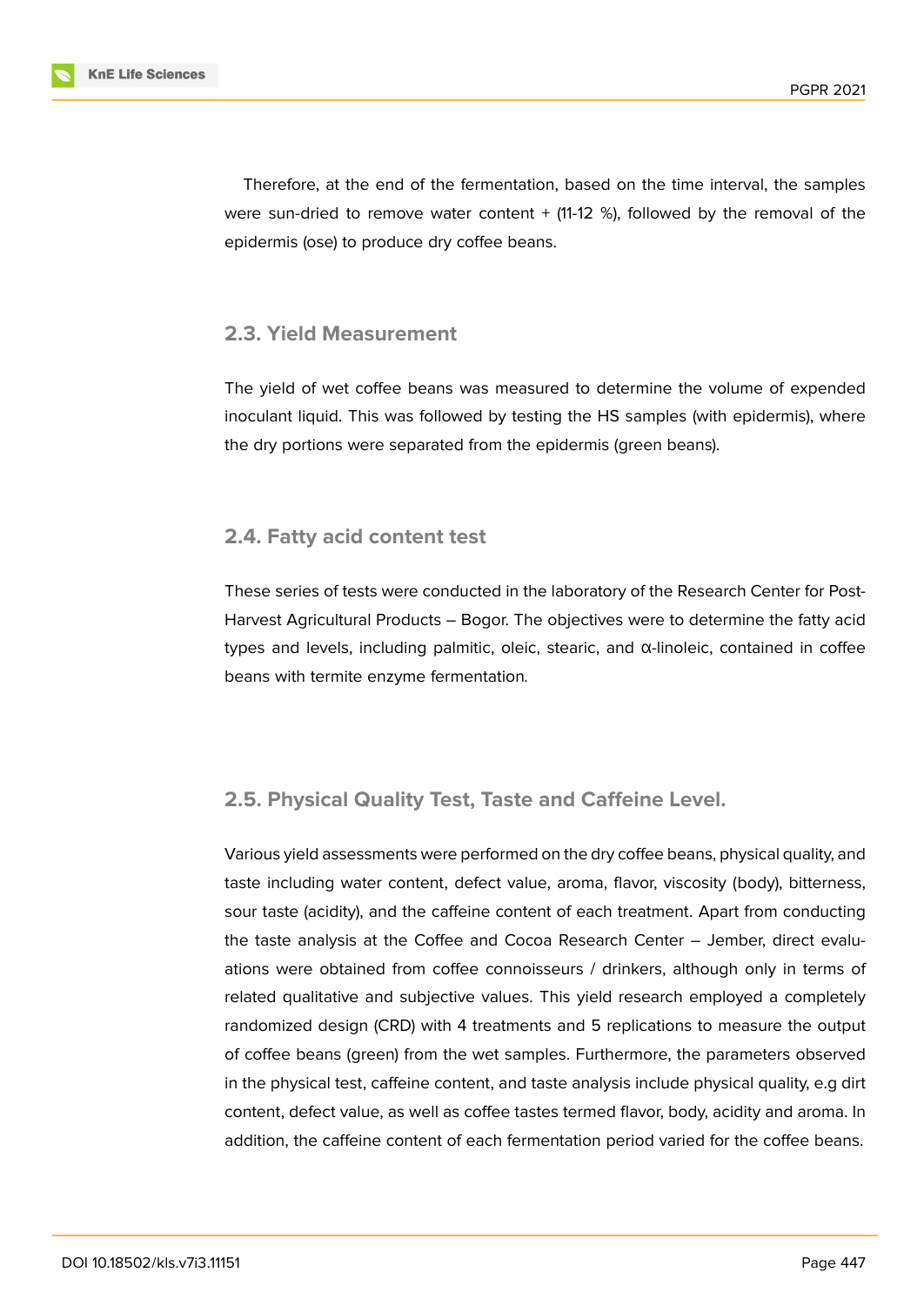Therefore, at the end of the fermentation, based on the time interval, the samples were sun-dried to remove water content + (11-12 %), followed by the removal of the epidermis (ose) to produce dry coffee beans.

### 2.3. Yield Measurement

The yield of wet coffee beans was measured to determine the volume of expended inoculant liquid. This was followed by testing the HS samples (with epidermis), where the dry portions were separated from the epidermis (green beans).

### 2.4. Fatty acid content test

These series of tests were conducted in the laboratory of the Research Center for Post-Harvest Agricultural Products – Bogor. The objectives were to determine the fatty acid types and levels, including palmitic, oleic, stearic, and α-linoleic, contained in coffee beans with termite enzyme fermentation.

### 2.5. Physical Quality Test, Taste and Caffeine Level.

Various yield assessments were performed on the dry coffee beans, physical quality, and taste including water content, defect value, aroma, flavor, viscosity (body), bitterness, sour taste (acidity), and the caffeine content of each treatment. Apart from conducting the taste analysis at the Coffee and Cocoa Research Center – Jember, direct evaluations were obtained from coffee connoisseurs / drinkers, although only in terms of related qualitative and subjective values. This yield research employed a completely randomized design (CRD) with 4 treatments and 5 replications to measure the output of coffee beans (green) from the wet samples. Furthermore, the parameters observed in the physical test, caffeine content, and taste analysis include physical quality, e.g dirt content, defect value, as well as coffee tastes termed flavor, body, acidity and aroma. In addition, the caffeine content of each fermentation period varied for the coffee beans.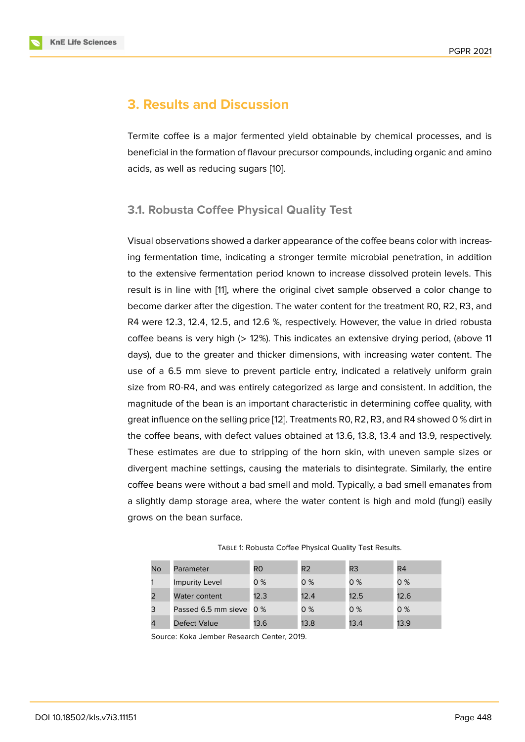# 3. Results and Discussion

Termite coffee is a major fermented yield obtainable by chemical processes, and is beneficial in the formation of flavour precursor compounds, including organic and amino acids, as well as reducing sugars [10].

## 3.1. Robusta Coffee Physical Quality Test

Visual observations showed a darker appearance of the coffee beans color with increasing fermentation time, indicating a stronger termite microbial penetration, in addition to the extensive fermentation period known to increase dissolved protein levels. This result is in line with [11], where the original civet sample observed a color change to become darker after the digestion. The water content for the treatment R0, R2, R3, and R4 were 12.3, 12.4, 12.5, and 12.6 %, respectively. However, the value in dried robusta coffee beans is very high (> 12%). This indicates an extensive drying period, (above 11 days), due to the greater and thicker dimensions, with increasing water content. The use of a 6.5 mm sieve to prevent particle entry, indicated a relatively uniform grain size from R0-R4, and was entirely categorized as large and consistent. In addition, the magnitude of the bean is an important characteristic in determining coffee quality, with great influence on the selling price [12]. Treatments R0, R2, R3, and R4 showed 0 % dirt in the coffee beans, with defect values obtained at 13.6, 13.8, 13.4 and 13.9, respectively. These estimates are due to stripping of the horn skin, with uneven sample sizes or divergent machine settings, causing the materials to disintegrate. Similarly, the entire coffee beans were without a bad smell and mold. Typically, a bad smell emanates from a slightly damp storage area, where the water content is high and mold (fungi) easily grows on the bean surface.

Table 1: Robusta Coffee Physical Quality Test Results.

| No | Parameter | R0 | R2 | R3 | R4 |
|---|---|---|---|---|---|
| 1 | Impurity Level | 0 % | 0 % | 0 % | 0 % |
| 2 | Water content | 12.3 | 12.4 | 12.5 | 12.6 |
| 3 | Passed 6.5 mm sieve | 0 % | 0 % | 0 % | 0 % |
| 4 | Defect Value | 13.6 | 13.8 | 13.4 | 13.9 |

Source: Koka Jember Research Center, 2019.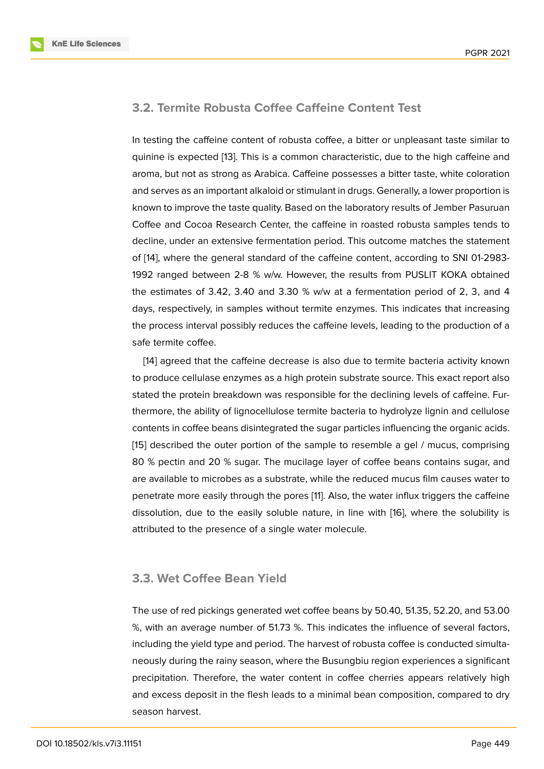### 3.2. Termite Robusta Coffee Caffeine Content Test

In testing the caffeine content of robusta coffee, a bitter or unpleasant taste similar to quinine is expected [13]. This is a common characteristic, due to the high caffeine and aroma, but not as strong as Arabica. Caffeine possesses a bitter taste, white coloration and serves as an important alkaloid or stimulant in drugs. Generally, a lower proportion is known to improve the taste quality. Based on the laboratory results of Jember Pasuruan Coffee and Cocoa Research Center, the caffeine in roasted robusta samples tends to decline, under an extensive fermentation period. This outcome matches the statement of [14], where the general standard of the caffeine content, according to SNI 01-2983-1992 ranged between 2-8 % w/w. However, the results from PUSLIT KOKA obtained the estimates of 3.42, 3.40 and 3.30 % w/w at a fermentation period of 2, 3, and 4 days, respectively, in samples without termite enzymes. This indicates that increasing the process interval possibly reduces the caffeine levels, leading to the production of a safe termite coffee.

[14] agreed that the caffeine decrease is also due to termite bacteria activity known to produce cellulase enzymes as a high protein substrate source. This exact report also stated the protein breakdown was responsible for the declining levels of caffeine. Furthermore, the ability of lignocellulose termite bacteria to hydrolyze lignin and cellulose contents in coffee beans disintegrated the sugar particles influencing the organic acids. [15] described the outer portion of the sample to resemble a gel / mucus, comprising 80 % pectin and 20 % sugar. The mucilage layer of coffee beans contains sugar, and are available to microbes as a substrate, while the reduced mucus film causes water to penetrate more easily through the pores [11]. Also, the water influx triggers the caffeine dissolution, due to the easily soluble nature, in line with [16], where the solubility is attributed to the presence of a single water molecule.

### 3.3. Wet Coffee Bean Yield

The use of red pickings generated wet coffee beans by 50.40, 51.35, 52.20, and 53.00 %, with an average number of 51.73 %. This indicates the influence of several factors, including the yield type and period. The harvest of robusta coffee is conducted simultaneously during the rainy season, where the Busungbiu region experiences a significant precipitation. Therefore, the water content in coffee cherries appears relatively high and excess deposit in the flesh leads to a minimal bean composition, compared to dry season harvest.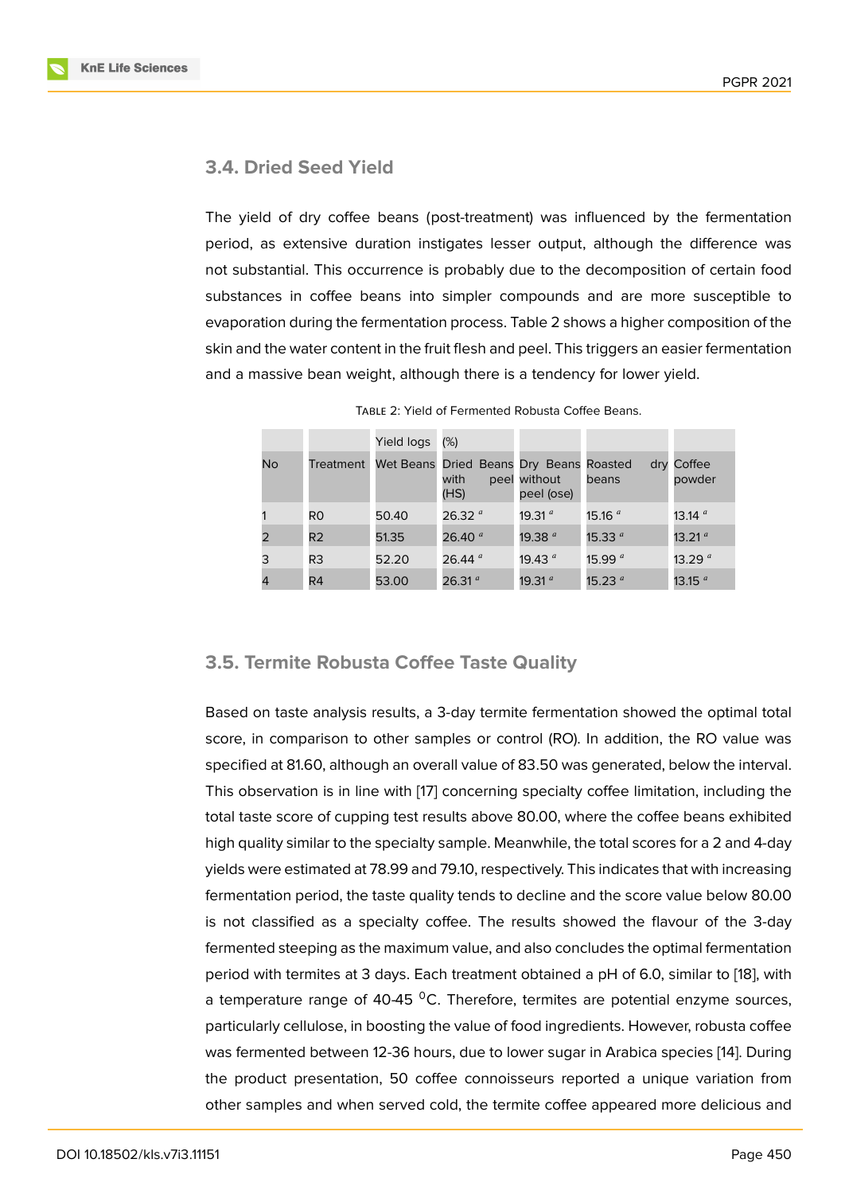### 3.4. Dried Seed Yield

The yield of dry coffee beans (post-treatment) was influenced by the fermentation period, as extensive duration instigates lesser output, although the difference was not substantial. This occurrence is probably due to the decomposition of certain food substances in coffee beans into simpler compounds and are more susceptible to evaporation during the fermentation process. Table 2 shows a higher composition of the skin and the water content in the fruit flesh and peel. This triggers an easier fermentation and a massive bean weight, although there is a tendency for lower yield.

Table 2: Yield of Fermented Robusta Coffee Beans.

| | | Yield logs | (%) | | | |
|---|---|---|---|---|---|---|
| No | Treatment | Wet Beans | Dried Beans with peel (HS) | Dry Beans without peel (ose) | Roasted dry beans | Coffee powder |
| 1 | R0 | 50.40 | 26.32 [a] | 19.31 [a] | 15.16 [a] | 13.14 [a] |
| 2 | R2 | 51.35 | 26.40 [a] | 19.38 [a] | 15.33 [a] | 13.21 [a] |
| 3 | R3 | 52.20 | 26.44 [a] | 19.43 [a] | 15.99 [a] | 13.29 [a] |
| 4 | R4 | 53.00 | 26.31 [a] | 19.31 [a] | 15.23 [a] | 13.15 [a] |

### 3.5. Termite Robusta Coffee Taste Quality

Based on taste analysis results, a 3-day termite fermentation showed the optimal total score, in comparison to other samples or control (RO). In addition, the RO value was specified at 81.60, although an overall value of 83.50 was generated, below the interval. This observation is in line with [17] concerning specialty coffee limitation, including the total taste score of cupping test results above 80.00, where the coffee beans exhibited high quality similar to the specialty sample. Meanwhile, the total scores for a 2 and 4-day yields were estimated at 78.99 and 79.10, respectively. This indicates that with increasing fermentation period, the taste quality tends to decline and the score value below 80.00 is not classified as a specialty coffee. The results showed the flavour of the 3-day fermented steeping as the maximum value, and also concludes the optimal fermentation period with termites at 3 days. Each treatment obtained a pH of 6.0, similar to [18], with a temperature range of 40-45 $^{0}$C. Therefore, termites are potential enzyme sources, particularly cellulose, in boosting the value of food ingredients. However, robusta coffee was fermented between 12-36 hours, due to lower sugar in Arabica species [14]. During the product presentation, 50 coffee connoisseurs reported a unique variation from other samples and when served cold, the termite coffee appeared more delicious and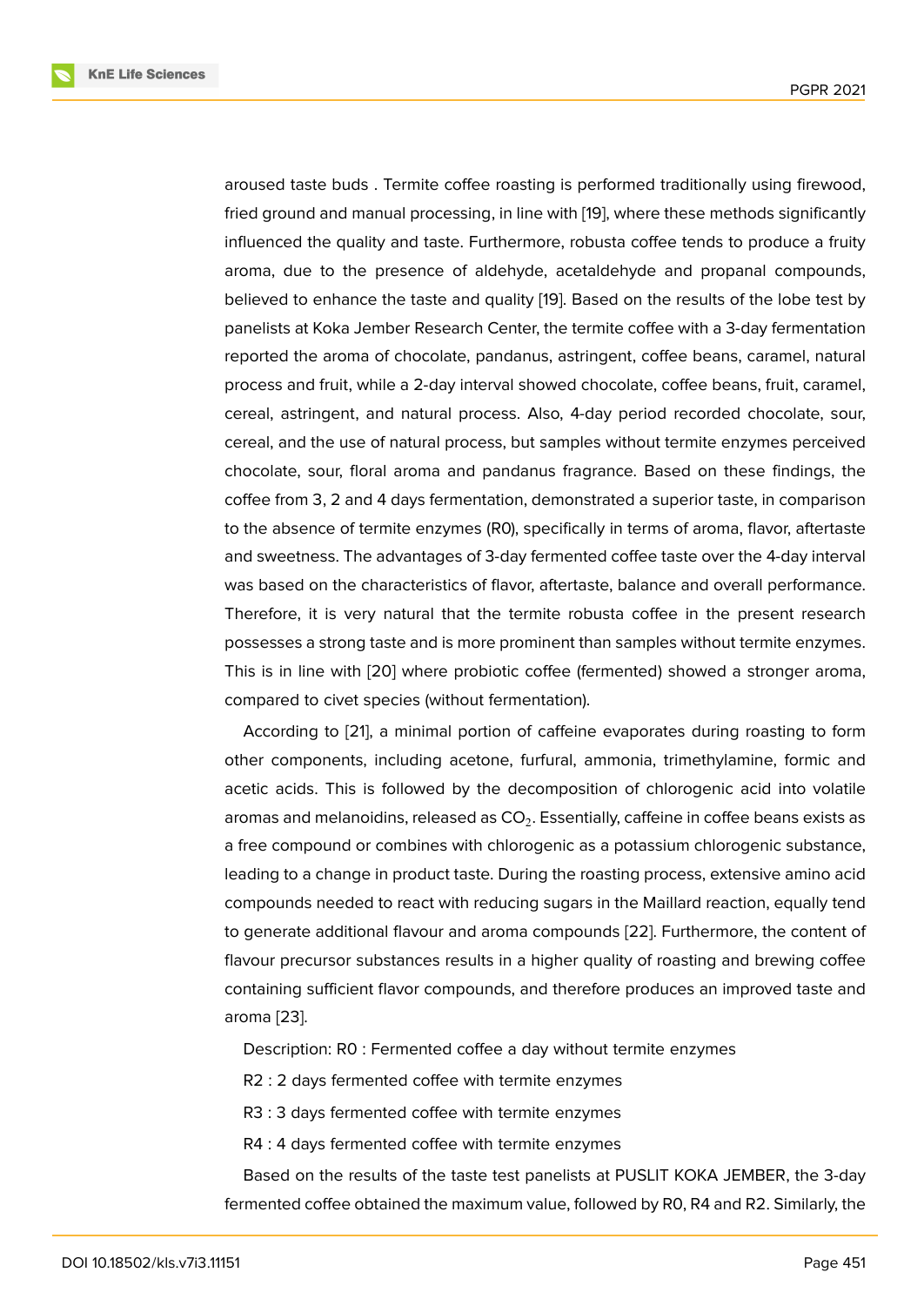aroused taste buds . Termite coffee roasting is performed traditionally using firewood, fried ground and manual processing, in line with [19], where these methods significantly influenced the quality and taste. Furthermore, robusta coffee tends to produce a fruity aroma, due to the presence of aldehyde, acetaldehyde and propanal compounds, believed to enhance the taste and quality [19]. Based on the results of the lobe test by panelists at Koka Jember Research Center, the termite coffee with a 3-day fermentation reported the aroma of chocolate, pandanus, astringent, coffee beans, caramel, natural process and fruit, while a 2-day interval showed chocolate, coffee beans, fruit, caramel, cereal, astringent, and natural process. Also, 4-day period recorded chocolate, sour, cereal, and the use of natural process, but samples without termite enzymes perceived chocolate, sour, floral aroma and pandanus fragrance. Based on these findings, the coffee from 3, 2 and 4 days fermentation, demonstrated a superior taste, in comparison to the absence of termite enzymes (R0), specifically in terms of aroma, flavor, aftertaste and sweetness. The advantages of 3-day fermented coffee taste over the 4-day interval was based on the characteristics of flavor, aftertaste, balance and overall performance. Therefore, it is very natural that the termite robusta coffee in the present research possesses a strong taste and is more prominent than samples without termite enzymes. This is in line with [20] where probiotic coffee (fermented) showed a stronger aroma, compared to civet species (without fermentation).

According to [21], a minimal portion of caffeine evaporates during roasting to form other components, including acetone, furfural, ammonia, trimethylamine, formic and acetic acids. This is followed by the decomposition of chlorogenic acid into volatile aromas and melanoidins, released as $CO_2$. Essentially, caffeine in coffee beans exists as a free compound or combines with chlorogenic as a potassium chlorogenic substance, leading to a change in product taste. During the roasting process, extensive amino acid compounds needed to react with reducing sugars in the Maillard reaction, equally tend to generate additional flavour and aroma compounds [22]. Furthermore, the content of flavour precursor substances results in a higher quality of roasting and brewing coffee containing sufficient flavor compounds, and therefore produces an improved taste and aroma [23].

Description: R0 : Fermented coffee a day without termite enzymes

R2 : 2 days fermented coffee with termite enzymes

R3 : 3 days fermented coffee with termite enzymes

R4 : 4 days fermented coffee with termite enzymes

Based on the results of the taste test panelists at PUSLIT KOKA JEMBER, the 3-day fermented coffee obtained the maximum value, followed by R0, R4 and R2. Similarly, the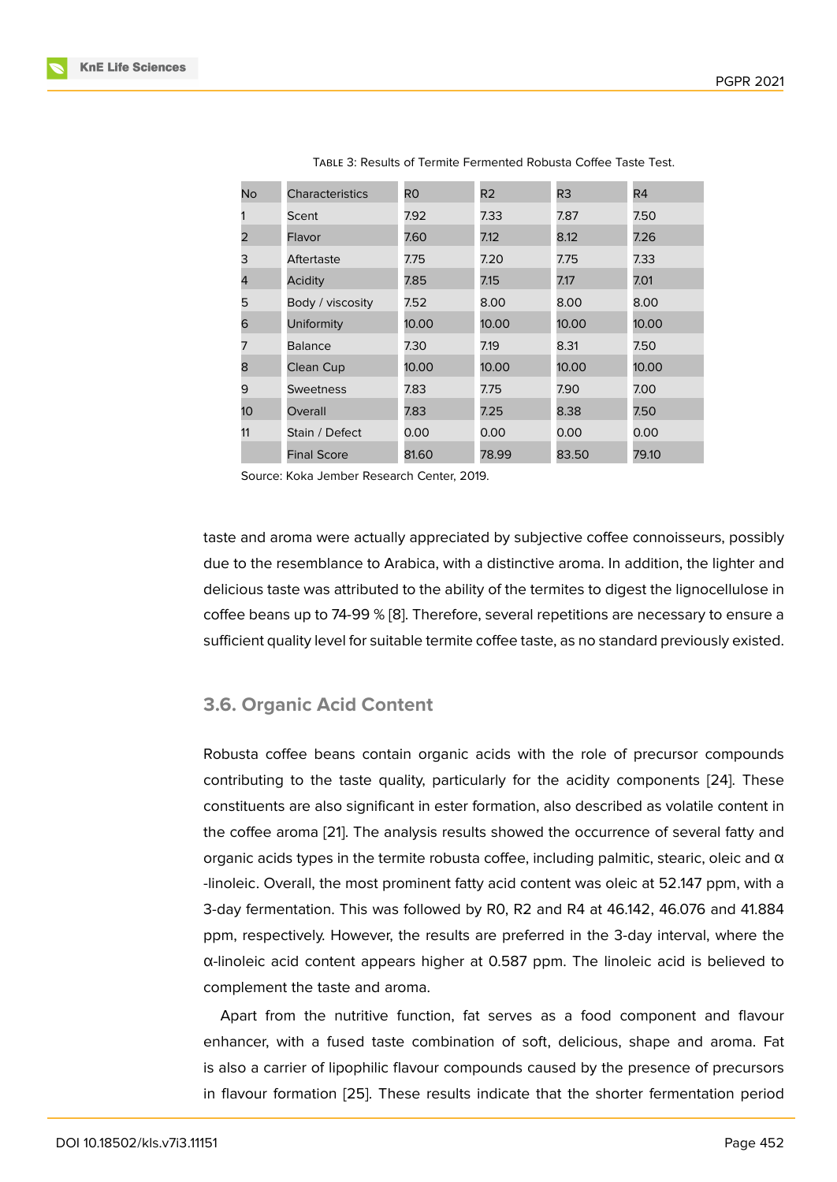TABLE 3: Results of Termite Fermented Robusta Coffee Taste Test.

| No | Characteristics | R0 | R2 | R3 | R4 |
|---|---|---|---|---|---|
| 1 | Scent | 7.92 | 7.33 | 7.87 | 7.50 |
| 2 | Flavor | 7.60 | 7.12 | 8.12 | 7.26 |
| 3 | Aftertaste | 7.75 | 7.20 | 7.75 | 7.33 |
| 4 | Acidity | 7.85 | 7.15 | 7.17 | 7.01 |
| 5 | Body / viscosity | 7.52 | 8.00 | 8.00 | 8.00 |
| 6 | Uniformity | 10.00 | 10.00 | 10.00 | 10.00 |
| 7 | Balance | 7.30 | 7.19 | 8.31 | 7.50 |
| 8 | Clean Cup | 10.00 | 10.00 | 10.00 | 10.00 |
| 9 | Sweetness | 7.83 | 7.75 | 7.90 | 7.00 |
| 10 | Overall | 7.83 | 7.25 | 8.38 | 7.50 |
| 11 | Stain / Defect | 0.00 | 0.00 | 0.00 | 0.00 |
| | Final Score | 81.60 | 78.99 | 83.50 | 79.10 |

Source: Koka Jember Research Center, 2019.

taste and aroma were actually appreciated by subjective coffee connoisseurs, possibly due to the resemblance to Arabica, with a distinctive aroma. In addition, the lighter and delicious taste was attributed to the ability of the termites to digest the lignocellulose in coffee beans up to 74-99 % [8]. Therefore, several repetitions are necessary to ensure a sufficient quality level for suitable termite coffee taste, as no standard previously existed.

### 3.6. Organic Acid Content

Robusta coffee beans contain organic acids with the role of precursor compounds contributing to the taste quality, particularly for the acidity components [24]. These constituents are also significant in ester formation, also described as volatile content in the coffee aroma [21]. The analysis results showed the occurrence of several fatty and organic acids types in the termite robusta coffee, including palmitic, stearic, oleic and α-linoleic. Overall, the most prominent fatty acid content was oleic at 52.147 ppm, with a 3-day fermentation. This was followed by R0, R2 and R4 at 46.142, 46.076 and 41.884 ppm, respectively. However, the results are preferred in the 3-day interval, where the α-linoleic acid content appears higher at 0.587 ppm. The linoleic acid is believed to complement the taste and aroma.

Apart from the nutritive function, fat serves as a food component and flavour enhancer, with a fused taste combination of soft, delicious, shape and aroma. Fat is also a carrier of lipophilic flavour compounds caused by the presence of precursors in flavour formation [25]. These results indicate that the shorter fermentation period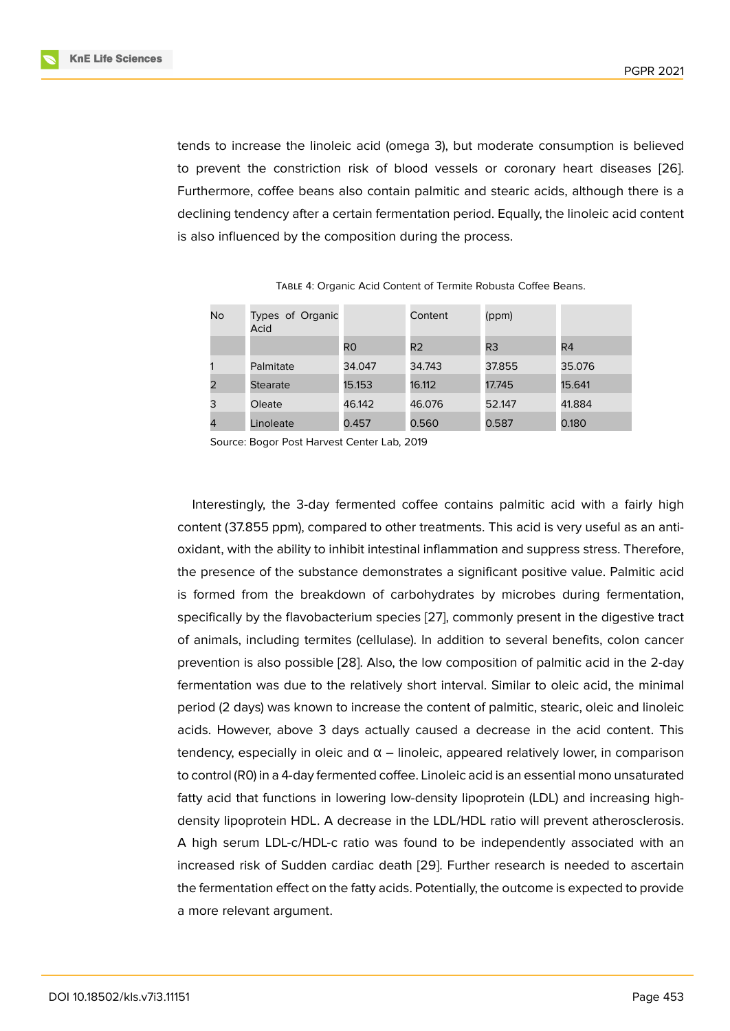tends to increase the linoleic acid (omega 3), but moderate consumption is believed to prevent the constriction risk of blood vessels or coronary heart diseases [26]. Furthermore, coffee beans also contain palmitic and stearic acids, although there is a declining tendency after a certain fermentation period. Equally, the linoleic acid content is also influenced by the composition during the process.

Table 4: Organic Acid Content of Termite Robusta Coffee Beans.

| No | Types of Organic Acid | | Content | (ppm) | |
|---|---|---|---|---|---|
| | | R0 | R2 | R3 | R4 |
| 1 | Palmitate | 34.047 | 34.743 | 37.855 | 35.076 |
| 2 | Stearate | 15.153 | 16.112 | 17.745 | 15.641 |
| 3 | Oleate | 46.142 | 46.076 | 52.147 | 41.884 |
| 4 | Linoleate | 0.457 | 0.560 | 0.587 | 0.180 |

Source: Bogor Post Harvest Center Lab, 2019

Interestingly, the 3-day fermented coffee contains palmitic acid with a fairly high content (37.855 ppm), compared to other treatments. This acid is very useful as an anti-oxidant, with the ability to inhibit intestinal inflammation and suppress stress. Therefore, the presence of the substance demonstrates a significant positive value. Palmitic acid is formed from the breakdown of carbohydrates by microbes during fermentation, specifically by the flavobacterium species [27], commonly present in the digestive tract of animals, including termites (cellulase). In addition to several benefits, colon cancer prevention is also possible [28]. Also, the low composition of palmitic acid in the 2-day fermentation was due to the relatively short interval. Similar to oleic acid, the minimal period (2 days) was known to increase the content of palmitic, stearic, oleic and linoleic acids. However, above 3 days actually caused a decrease in the acid content. This tendency, especially in oleic and α – linoleic, appeared relatively lower, in comparison to control (R0) in a 4-day fermented coffee. Linoleic acid is an essential mono unsaturated fatty acid that functions in lowering low-density lipoprotein (LDL) and increasing high-density lipoprotein HDL. A decrease in the LDL/HDL ratio will prevent atherosclerosis. A high serum LDL-c/HDL-c ratio was found to be independently associated with an increased risk of Sudden cardiac death [29]. Further research is needed to ascertain the fermentation effect on the fatty acids. Potentially, the outcome is expected to provide a more relevant argument.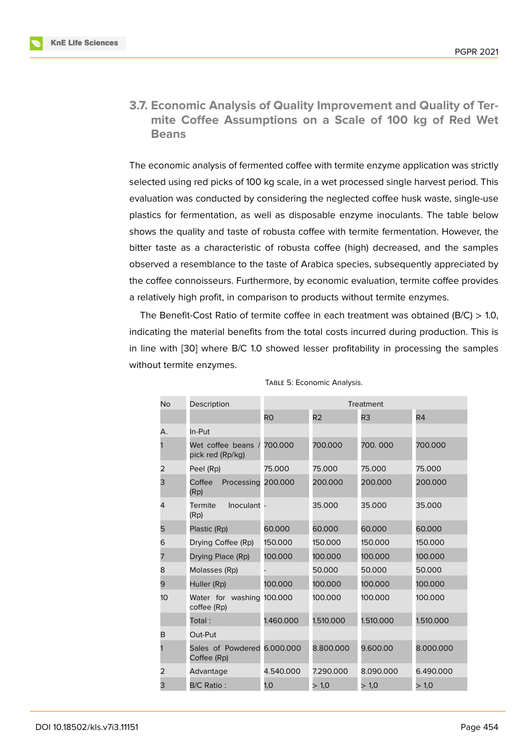### 3.7. Economic Analysis of Quality Improvement and Quality of Termite Coffee Assumptions on a Scale of 100 kg of Red Wet Beans

The economic analysis of fermented coffee with termite enzyme application was strictly selected using red picks of 100 kg scale, in a wet processed single harvest period. This evaluation was conducted by considering the neglected coffee husk waste, single-use plastics for fermentation, as well as disposable enzyme inoculants. The table below shows the quality and taste of robusta coffee with termite fermentation. However, the bitter taste as a characteristic of robusta coffee (high) decreased, and the samples observed a resemblance to the taste of Arabica species, subsequently appreciated by the coffee connoisseurs. Furthermore, by economic evaluation, termite coffee provides a relatively high profit, in comparison to products without termite enzymes.

The Benefit-Cost Ratio of termite coffee in each treatment was obtained (B/C) > 1.0, indicating the material benefits from the total costs incurred during production. This is in line with [30] where B/C 1.0 showed lesser profitability in processing the samples without termite enzymes.

Table 5: Economic Analysis.

| No | Description | Treatment | | | |
|---|---|---|---|---|---|
| | | R0 | R2 | R3 | R4 |
| A. | In-Put | | | | |
| 1 | Wet coffee beans / pick red (Rp/kg) | 700.000 | 700.000 | 700. 000 | 700.000 |
| 2 | Peel (Rp) | 75.000 | 75.000 | 75.000 | 75.000 |
| 3 | Coffee Processing (Rp) | 200.000 | 200.000 | 200.000 | 200.000 |
| 4 | Termite Inoculant (Rp) | - | 35.000 | 35.000 | 35.000 |
| 5 | Plastic (Rp) | 60.000 | 60.000 | 60.000 | 60.000 |
| 6 | Drying Coffee (Rp) | 150.000 | 150.000 | 150.000 | 150.000 |
| 7 | Drying Place (Rp) | 100.000 | 100.000 | 100.000 | 100.000 |
| 8 | Molasses (Rp) | - | 50.000 | 50.000 | 50.000 |
| 9 | Huller (Rp) | 100.000 | 100.000 | 100.000 | 100.000 |
| 10 | Water for washing coffee (Rp) | 100.000 | 100.000 | 100.000 | 100.000 |
| | Total : | 1.460.000 | 1.510.000 | 1.510.000 | 1.510.000 |
| B | Out-Put | | | | |
| 1 | Sales of Powdered Coffee (Rp) | 6.000.000 | 8.800.000 | 9.600.00 | 8.000.000 |
| 2 | Advantage | 4.540.000 | 7.290.000 | 8.090.000 | 6.490.000 |
| 3 | B/C Ratio : | 1,0 | > 1,0 | > 1,0 | > 1,0 |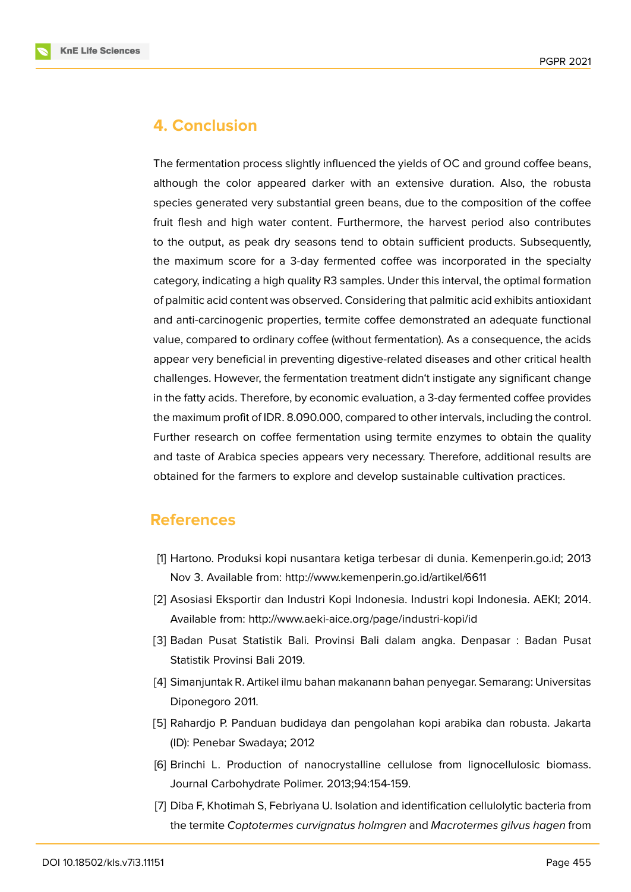## 4. Conclusion

The fermentation process slightly influenced the yields of OC and ground coffee beans, although the color appeared darker with an extensive duration. Also, the robusta species generated very substantial green beans, due to the composition of the coffee fruit flesh and high water content. Furthermore, the harvest period also contributes to the output, as peak dry seasons tend to obtain sufficient products. Subsequently, the maximum score for a 3-day fermented coffee was incorporated in the specialty category, indicating a high quality R3 samples. Under this interval, the optimal formation of palmitic acid content was observed. Considering that palmitic acid exhibits antioxidant and anti-carcinogenic properties, termite coffee demonstrated an adequate functional value, compared to ordinary coffee (without fermentation). As a consequence, the acids appear very beneficial in preventing digestive-related diseases and other critical health challenges. However, the fermentation treatment didn't instigate any significant change in the fatty acids. Therefore, by economic evaluation, a 3-day fermented coffee provides the maximum profit of IDR. 8.090.000, compared to other intervals, including the control. Further research on coffee fermentation using termite enzymes to obtain the quality and taste of Arabica species appears very necessary. Therefore, additional results are obtained for the farmers to explore and develop sustainable cultivation practices.

## References

[1] Hartono. Produksi kopi nusantara ketiga terbesar di dunia. Kemenperin.go.id; 2013 Nov 3. Available from: http://www.kemenperin.go.id/artikel/6611

[2] Asosiasi Eksportir dan Industri Kopi Indonesia. Industri kopi Indonesia. AEKI; 2014. Available from: http://www.aeki-aice.org/page/industri-kopi/id

[3] Badan Pusat Statistik Bali. Provinsi Bali dalam angka. Denpasar : Badan Pusat Statistik Provinsi Bali 2019.

[4] Simanjuntak R. Artikel ilmu bahan makanann bahan penyegar. Semarang: Universitas Diponegoro 2011.

[5] Rahardjo P. Panduan budidaya dan pengolahan kopi arabika dan robusta. Jakarta (ID): Penebar Swadaya; 2012

[6] Brinchi L. Production of nanocrystalline cellulose from lignocellulosic biomass. Journal Carbohydrate Polimer. 2013;94:154-159.

[7] Diba F, Khotimah S, Febriyana U. Isolation and identification cellulolytic bacteria from the termite *Coptotermes curvignatus holmgren* and *Macrotermes gilvus hagen* from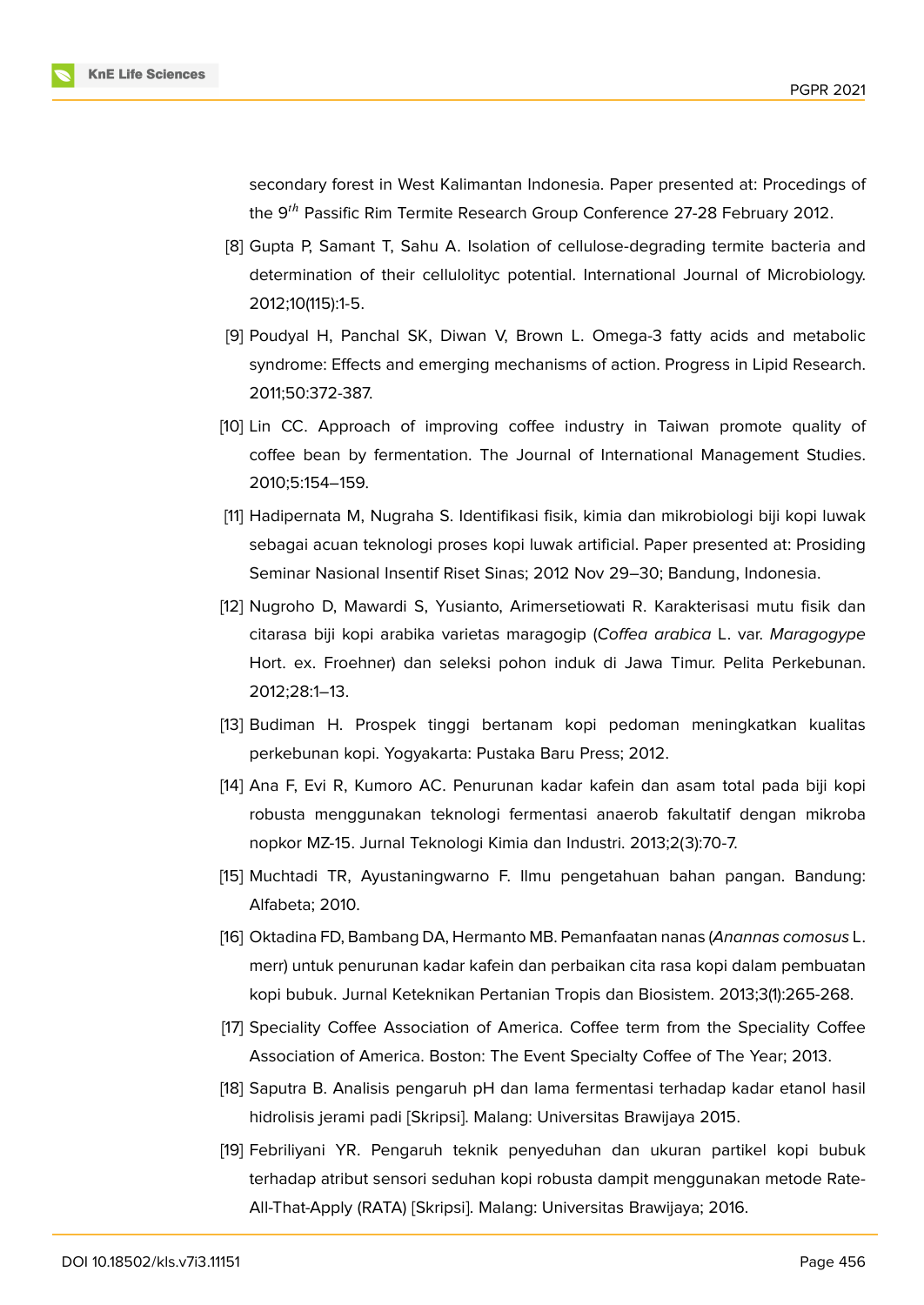secondary forest in West Kalimantan Indonesia. Paper presented at: Procedings of the 9$^{th}$ Passific Rim Termite Research Group Conference 27-28 February 2012.

[8] Gupta P, Samant T, Sahu A. Isolation of cellulose-degrading termite bacteria and determination of their cellulolityc potential. International Journal of Microbiology. 2012;10(115):1-5.

[9] Poudyal H, Panchal SK, Diwan V, Brown L. Omega-3 fatty acids and metabolic syndrome: Effects and emerging mechanisms of action. Progress in Lipid Research. 2011;50:372-387.

[10] Lin CC. Approach of improving coffee industry in Taiwan promote quality of coffee bean by fermentation. The Journal of International Management Studies. 2010;5:154–159.

[11] Hadipernata M, Nugraha S. Identifikasi fisik, kimia dan mikrobiologi biji kopi luwak sebagai acuan teknologi proses kopi luwak artificial. Paper presented at: Prosiding Seminar Nasional Insentif Riset Sinas; 2012 Nov 29–30; Bandung, Indonesia.

[12] Nugroho D, Mawardi S, Yusianto, Arimersetiowati R. Karakterisasi mutu fisik dan citarasa biji kopi arabika varietas maragogip (*Coffea arabica* L. var. *Maragogype* Hort. ex. Froehner) dan seleksi pohon induk di Jawa Timur. Pelita Perkebunan. 2012;28:1–13.

[13] Budiman H. Prospek tinggi bertanam kopi pedoman meningkatkan kualitas perkebunan kopi. Yogyakarta: Pustaka Baru Press; 2012.

[14] Ana F, Evi R, Kumoro AC. Penurunan kadar kafein dan asam total pada biji kopi robusta menggunakan teknologi fermentasi anaerob fakultatif dengan mikroba nopkor MZ-15. Jurnal Teknologi Kimia dan Industri. 2013;2(3):70-7.

[15] Muchtadi TR, Ayustaningwarno F. Ilmu pengetahuan bahan pangan. Bandung: Alfabeta; 2010.

[16] Oktadina FD, Bambang DA, Hermanto MB. Pemanfaatan nanas (*Anannas comosus* L. merr) untuk penurunan kadar kafein dan perbaikan cita rasa kopi dalam pembuatan kopi bubuk. Jurnal Keteknikan Pertanian Tropis dan Biosistem. 2013;3(1):265-268.

[17] Speciality Coffee Association of America. Coffee term from the Speciality Coffee Association of America. Boston: The Event Specialty Coffee of The Year; 2013.

[18] Saputra B. Analisis pengaruh pH dan lama fermentasi terhadap kadar etanol hasil hidrolisis jerami padi [Skripsi]. Malang: Universitas Brawijaya 2015.

[19] Febriliyani YR. Pengaruh teknik penyeduhan dan ukuran partikel kopi bubuk terhadap atribut sensori seduhan kopi robusta dampit menggunakan metode Rate-All-That-Apply (RATA) [Skripsi]. Malang: Universitas Brawijaya; 2016.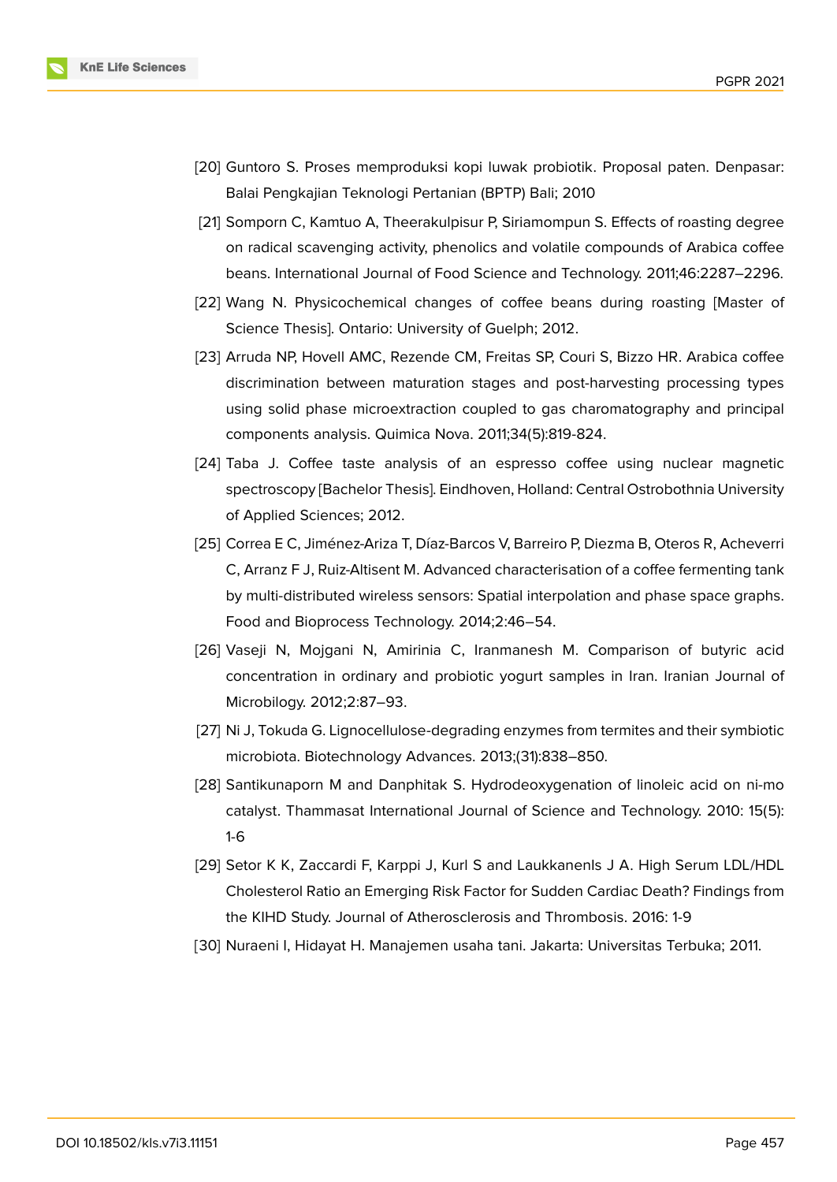[20] Guntoro S. Proses memproduksi kopi luwak probiotik. Proposal paten. Denpasar: Balai Pengkajian Teknologi Pertanian (BPTP) Bali; 2010

[21] Somporn C, Kamtuo A, Theerakulpisur P, Siriamompun S. Effects of roasting degree on radical scavenging activity, phenolics and volatile compounds of Arabica coffee beans. International Journal of Food Science and Technology. 2011;46:2287–2296.

[22] Wang N. Physicochemical changes of coffee beans during roasting [Master of Science Thesis]. Ontario: University of Guelph; 2012.

[23] Arruda NP, Hovell AMC, Rezende CM, Freitas SP, Couri S, Bizzo HR. Arabica coffee discrimination between maturation stages and post-harvesting processing types using solid phase microextraction coupled to gas charomatography and principal components analysis. Quimica Nova. 2011;34(5):819-824.

[24] Taba J. Coffee taste analysis of an espresso coffee using nuclear magnetic spectroscopy [Bachelor Thesis]. Eindhoven, Holland: Central Ostrobothnia University of Applied Sciences; 2012.

[25] Correa E C, Jiménez-Ariza T, Díaz-Barcos V, Barreiro P, Diezma B, Oteros R, Acheverri C, Arranz F J, Ruiz-Altisent M. Advanced characterisation of a coffee fermenting tank by multi-distributed wireless sensors: Spatial interpolation and phase space graphs. Food and Bioprocess Technology. 2014;2:46–54.

[26] Vaseji N, Mojgani N, Amirinia C, Iranmanesh M. Comparison of butyric acid concentration in ordinary and probiotic yogurt samples in Iran. Iranian Journal of Microbilogy. 2012;2:87–93.

[27] Ni J, Tokuda G. Lignocellulose-degrading enzymes from termites and their symbiotic microbiota. Biotechnology Advances. 2013;(31):838–850.

[28] Santikunaporn M and Danphitak S. Hydrodeoxygenation of linoleic acid on ni-mo catalyst. Thammasat International Journal of Science and Technology. 2010: 15(5): 1-6

[29] Setor K K, Zaccardi F, Karppi J, Kurl S and Laukkanenls J A. High Serum LDL/HDL Cholesterol Ratio an Emerging Risk Factor for Sudden Cardiac Death? Findings from the KIHD Study. Journal of Atherosclerosis and Thrombosis. 2016: 1-9

[30] Nuraeni I, Hidayat H. Manajemen usaha tani. Jakarta: Universitas Terbuka; 2011.